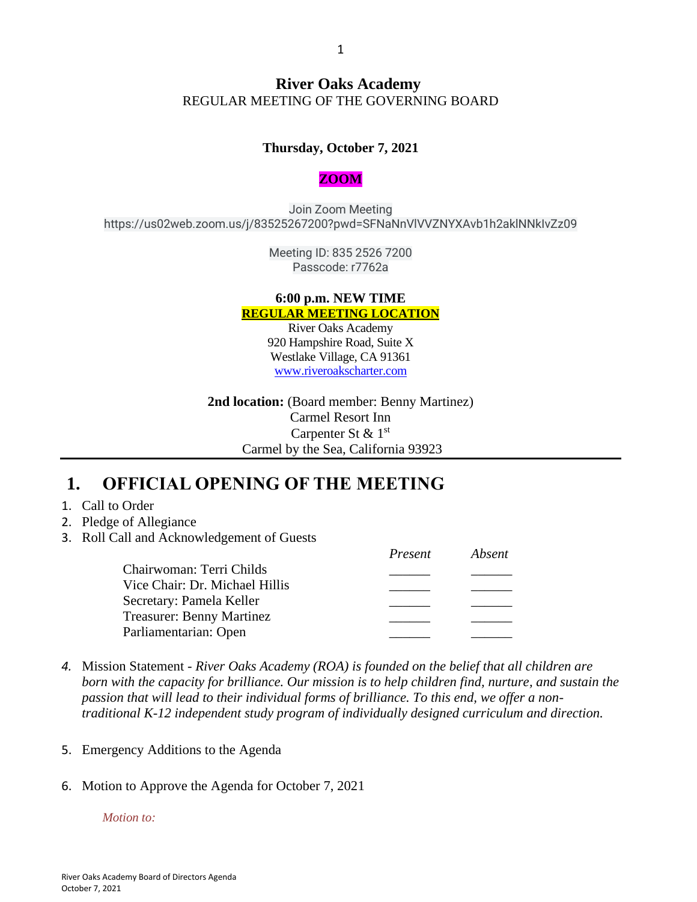# River Oaks Academy

REGULAR MEETING OF THE GOVERNING BOARD

**Thursday, October 7, 2021**

**ZOOM**

Join Zoom Meeting
https://us02web.zoom.us/j/83525267200?pwd=SFNaNnVlVVZNYXAvb1h2aklNNkIvZz09

Meeting ID: 835 2526 7200
Passcode: r7762a

**6:00 p.m. NEW TIME**

**REGULAR MEETING LOCATION**

River Oaks Academy
920 Hampshire Road, Suite X
Westlake Village, CA 91361
www.riveroakscharter.com

**2nd location:** (Board member: Benny Martinez)
Carmel Resort Inn
Carpenter St & 1st
Carmel by the Sea, California 93923

---

## 1. OFFICIAL OPENING OF THE MEETING

1. Call to Order
2. Pledge of Allegiance
3. Roll Call and Acknowledgement of Guests

| | *Present* | *Absent* |
|---|---|---|
| Chairwoman: Terri Childs | ______ | ______ |
| Vice Chair: Dr. Michael Hillis | ______ | ______ |
| Secretary: Pamela Keller | ______ | ______ |
| Treasurer: Benny Martinez | ______ | ______ |
| Parliamentarian: Open | ______ | ______ |

4. Mission Statement - *River Oaks Academy (ROA) is founded on the belief that all children are born with the capacity for brilliance. Our mission is to help children find, nurture, and sustain the passion that will lead to their individual forms of brilliance. To this end, we offer a non-traditional K-12 independent study program of individually designed curriculum and direction.*

5. Emergency Additions to the Agenda

6. Motion to Approve the Agenda for October 7, 2021

   *Motion to:*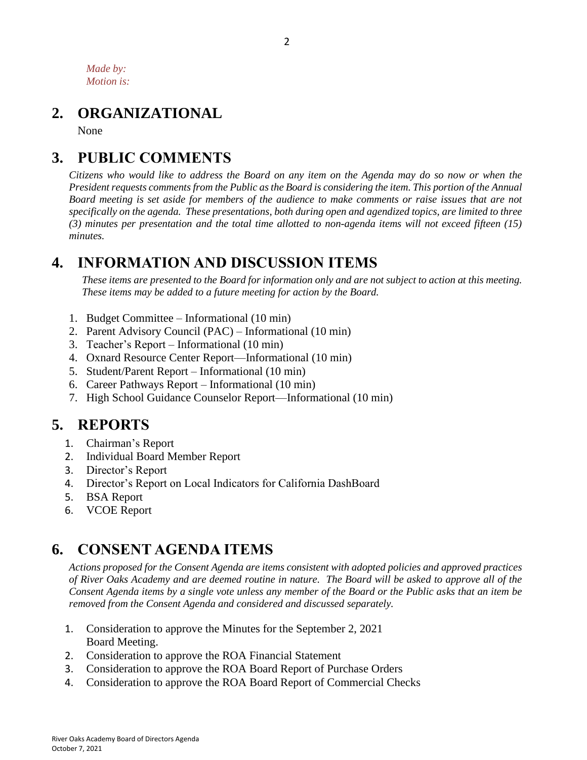*Made by:*
*Motion is:*

## 2. ORGANIZATIONAL

None

## 3. PUBLIC COMMENTS

*Citizens who would like to address the Board on any item on the Agenda may do so now or when the President requests comments from the Public as the Board is considering the item. This portion of the Annual Board meeting is set aside for members of the audience to make comments or raise issues that are not specifically on the agenda. These presentations, both during open and agendized topics, are limited to three (3) minutes per presentation and the total time allotted to non-agenda items will not exceed fifteen (15) minutes.*

## 4. INFORMATION AND DISCUSSION ITEMS

*These items are presented to the Board for information only and are not subject to action at this meeting. These items may be added to a future meeting for action by the Board.*

1. Budget Committee – Informational (10 min)
2. Parent Advisory Council (PAC) – Informational (10 min)
3. Teacher's Report – Informational (10 min)
4. Oxnard Resource Center Report—Informational (10 min)
5. Student/Parent Report – Informational (10 min)
6. Career Pathways Report – Informational (10 min)
7. High School Guidance Counselor Report—Informational (10 min)

## 5. REPORTS

1. Chairman's Report
2. Individual Board Member Report
3. Director's Report
4. Director's Report on Local Indicators for California DashBoard
5. BSA Report
6. VCOE Report

## 6. CONSENT AGENDA ITEMS

*Actions proposed for the Consent Agenda are items consistent with adopted policies and approved practices of River Oaks Academy and are deemed routine in nature. The Board will be asked to approve all of the Consent Agenda items by a single vote unless any member of the Board or the Public asks that an item be removed from the Consent Agenda and considered and discussed separately.*

1. Consideration to approve the Minutes for the September 2, 2021 Board Meeting.
2. Consideration to approve the ROA Financial Statement
3. Consideration to approve the ROA Board Report of Purchase Orders
4. Consideration to approve the ROA Board Report of Commercial Checks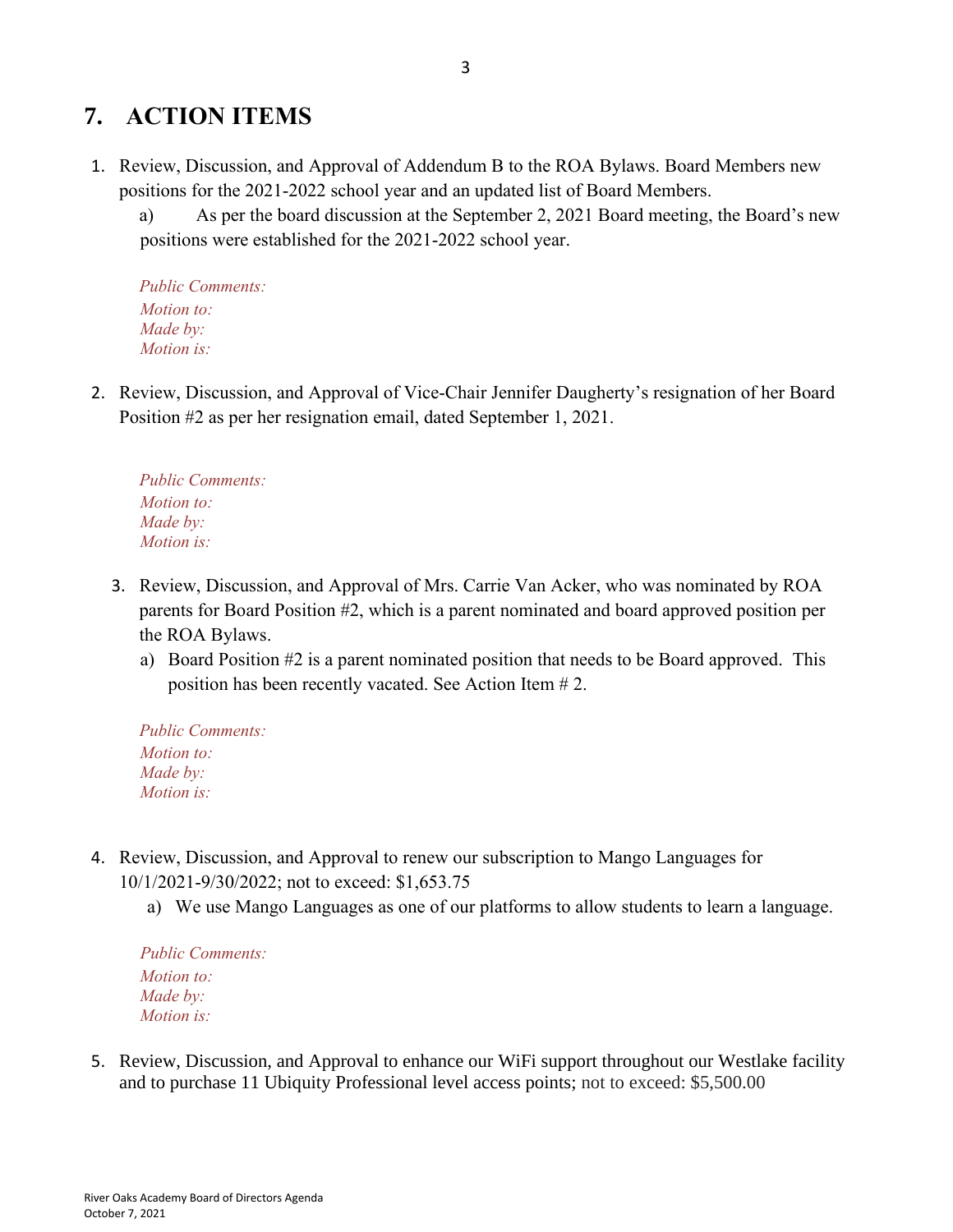## 7. ACTION ITEMS

1. Review, Discussion, and Approval of Addendum B to the ROA Bylaws. Board Members new positions for the 2021-2022 school year and an updated list of Board Members.
   a) As per the board discussion at the September 2, 2021 Board meeting, the Board's new positions were established for the 2021-2022 school year.

   *Public Comments:*
   *Motion to:*
   *Made by:*
   *Motion is:*

2. Review, Discussion, and Approval of Vice-Chair Jennifer Daugherty's resignation of her Board Position #2 as per her resignation email, dated September 1, 2021.

   *Public Comments:*
   *Motion to:*
   *Made by:*
   *Motion is:*

3. Review, Discussion, and Approval of Mrs. Carrie Van Acker, who was nominated by ROA parents for Board Position #2, which is a parent nominated and board approved position per the ROA Bylaws.
   a) Board Position #2 is a parent nominated position that needs to be Board approved. This position has been recently vacated. See Action Item # 2.

   *Public Comments:*
   *Motion to:*
   *Made by:*
   *Motion is:*

4. Review, Discussion, and Approval to renew our subscription to Mango Languages for 10/1/2021-9/30/2022; not to exceed: $1,653.75
   a) We use Mango Languages as one of our platforms to allow students to learn a language.

   *Public Comments:*
   *Motion to:*
   *Made by:*
   *Motion is:*

5. Review, Discussion, and Approval to enhance our WiFi support throughout our Westlake facility and to purchase 11 Ubiquity Professional level access points; not to exceed: $5,500.00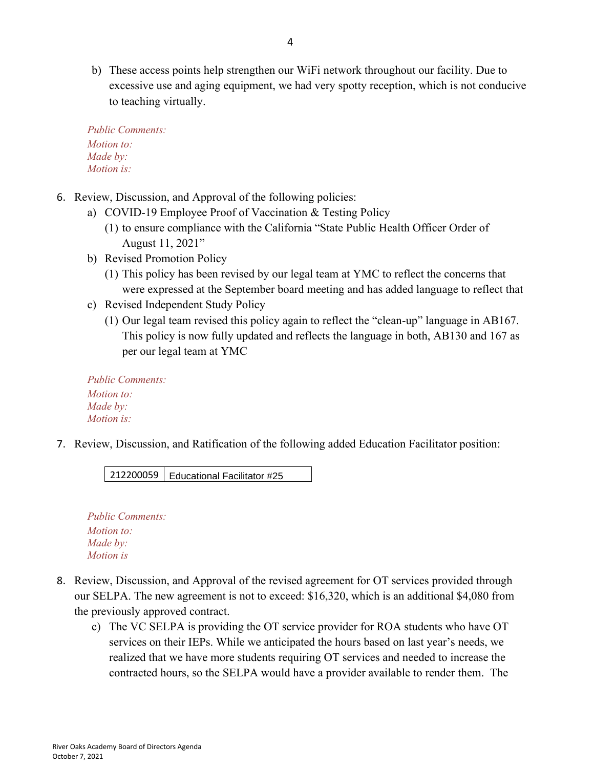b) These access points help strengthen our WiFi network throughout our facility. Due to excessive use and aging equipment, we had very spotty reception, which is not conducive to teaching virtually.

*Public Comments:*
*Motion to:*
*Made by:*
*Motion is:*

6. Review, Discussion, and Approval of the following policies:
   a) COVID-19 Employee Proof of Vaccination & Testing Policy
      (1) to ensure compliance with the California "State Public Health Officer Order of August 11, 2021"
   b) Revised Promotion Policy
      (1) This policy has been revised by our legal team at YMC to reflect the concerns that were expressed at the September board meeting and has added language to reflect that
   c) Revised Independent Study Policy
      (1) Our legal team revised this policy again to reflect the "clean-up" language in AB167. This policy is now fully updated and reflects the language in both, AB130 and 167 as per our legal team at YMC

*Public Comments:*
*Motion to:*
*Made by:*
*Motion is:*

7. Review, Discussion, and Ratification of the following added Education Facilitator position:

| 212200059 | Educational Facilitator #25 |
|---|---|

*Public Comments:*
*Motion to:*
*Made by:*
*Motion is*

8. Review, Discussion, and Approval of the revised agreement for OT services provided through our SELPA. The new agreement is not to exceed: $16,320, which is an additional $4,080 from the previously approved contract.
   c) The VC SELPA is providing the OT service provider for ROA students who have OT services on their IEPs. While we anticipated the hours based on last year's needs, we realized that we have more students requiring OT services and needed to increase the contracted hours, so the SELPA would have a provider available to render them. The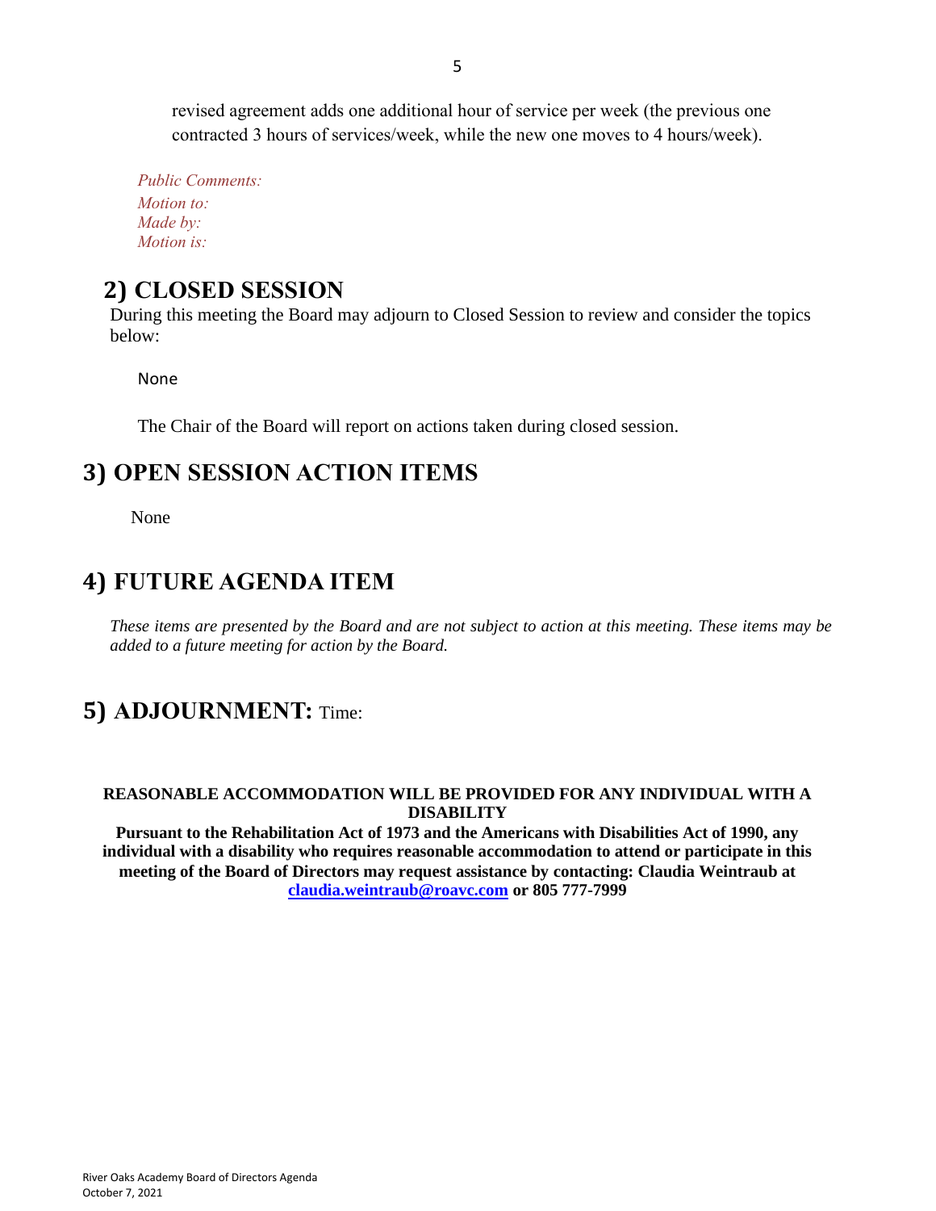revised agreement adds one additional hour of service per week (the previous one contracted 3 hours of services/week, while the new one moves to 4 hours/week).

*Public Comments:*
*Motion to:*
*Made by:*
*Motion is:*

## 2) CLOSED SESSION

During this meeting the Board may adjourn to Closed Session to review and consider the topics below:

None

The Chair of the Board will report on actions taken during closed session.

## 3) OPEN SESSION ACTION ITEMS

None

## 4) FUTURE AGENDA ITEM

*These items are presented by the Board and are not subject to action at this meeting. These items may be added to a future meeting for action by the Board.*

## 5) ADJOURNMENT: Time:

**REASONABLE ACCOMMODATION WILL BE PROVIDED FOR ANY INDIVIDUAL WITH A DISABILITY**

**Pursuant to the Rehabilitation Act of 1973 and the Americans with Disabilities Act of 1990, any individual with a disability who requires reasonable accommodation to attend or participate in this meeting of the Board of Directors may request assistance by contacting: Claudia Weintraub at claudia.weintraub@roavc.com or 805 777-7999**